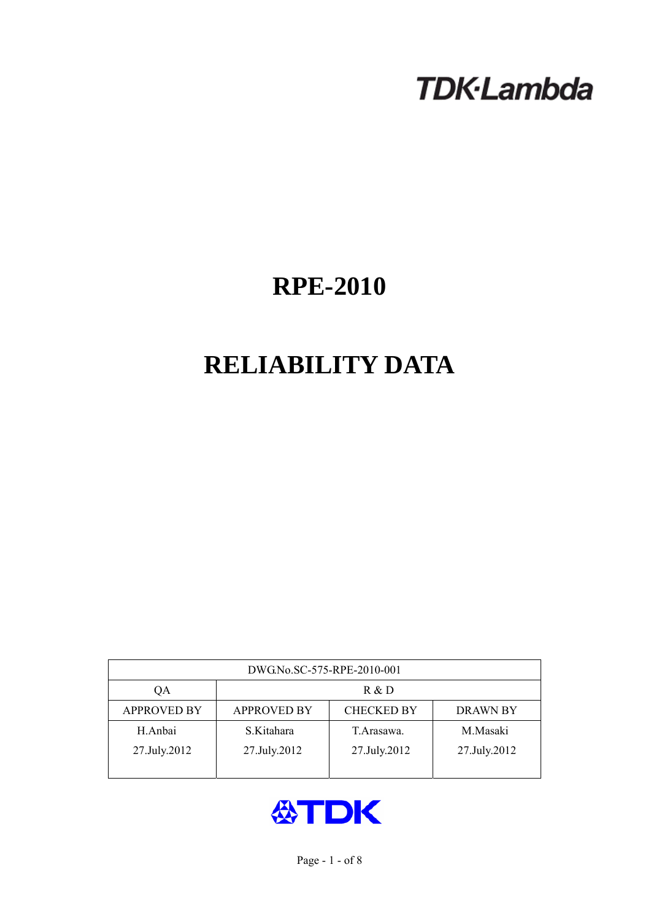TDK·Lambda

# RPE-2010

# RELIABILITY DATA

| DWG.No.SC-575-RPE-2010-001 | | | |
|---|---|---|---|
| QA | R & D | | |
| APPROVED BY | APPROVED BY | CHECKED BY | DRAWN BY |
| H.Anbai<br>27.July.2012 | S.Kitahara<br>27.July.2012 | T.Arasawa.<br>27.July.2012 | M.Masaki<br>27.July.2012 |

TDK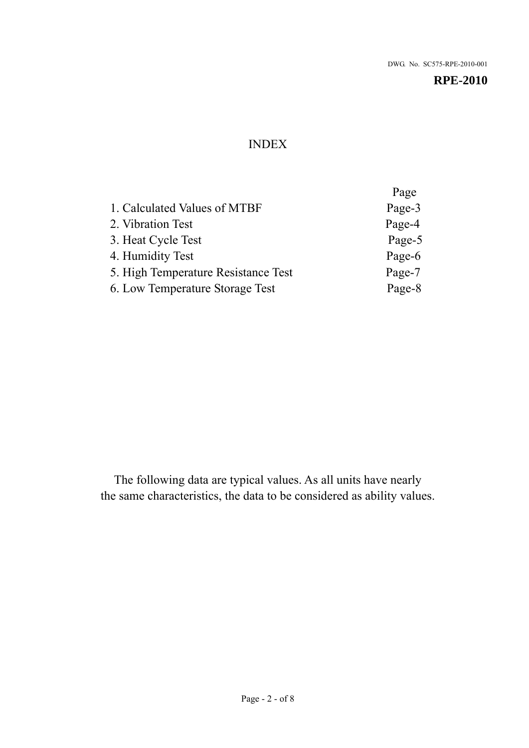DWG. No. SC575-RPE-2010-001

**RPE-2010**

# INDEX

| | Page |
|---|---|
| 1. Calculated Values of MTBF | Page-3 |
| 2. Vibration Test | Page-4 |
| 3. Heat Cycle Test | Page-5 |
| 4. Humidity Test | Page-6 |
| 5. High Temperature Resistance Test | Page-7 |
| 6. Low Temperature Storage Test | Page-8 |

The following data are typical values. As all units have nearly the same characteristics, the data to be considered as ability values.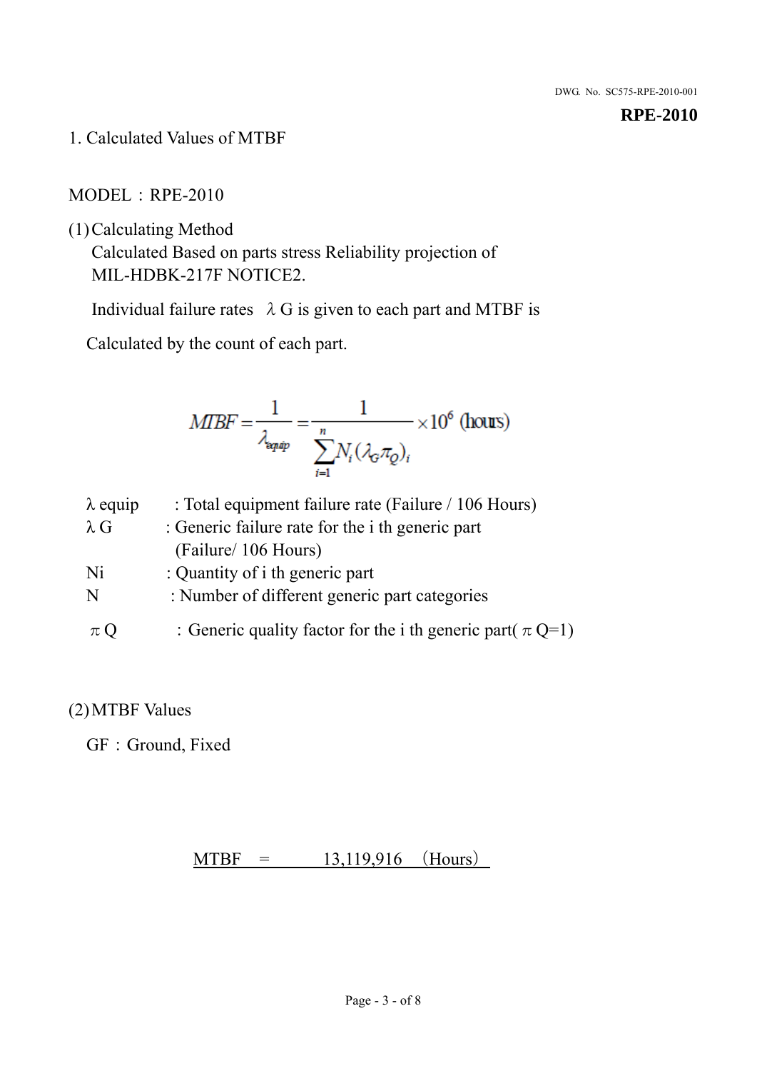**RPE-2010**

# 1. Calculated Values of MTBF

MODEL：RPE-2010

(1) Calculating Method

Calculated Based on parts stress Reliability projection of MIL-HDBK-217F NOTICE2.

Individual failure rates $\lambda G$ is given to each part and MTBF is

Calculated by the count of each part.

$$MTBF = \frac{1}{\lambda_{equip}} = \frac{1}{\sum_{i=1}^{n} N_i (\lambda_G \pi_Q)_i} \times 10^6 \text{ (hours)}$$

| | |
|---|---|
| $\lambda$ equip | : Total equipment failure rate (Failure / 106 Hours) |
| $\lambda$ G | : Generic failure rate for the i th generic part (Failure/ 106 Hours) |
| Ni | : Quantity of i th generic part |
| N | : Number of different generic part categories |
| $\pi$ Q | : Generic quality factor for the i th generic part( $\pi$ Q=1) |

(2) MTBF Values

GF：Ground, Fixed

MTBF = 13,119,916 （Hours）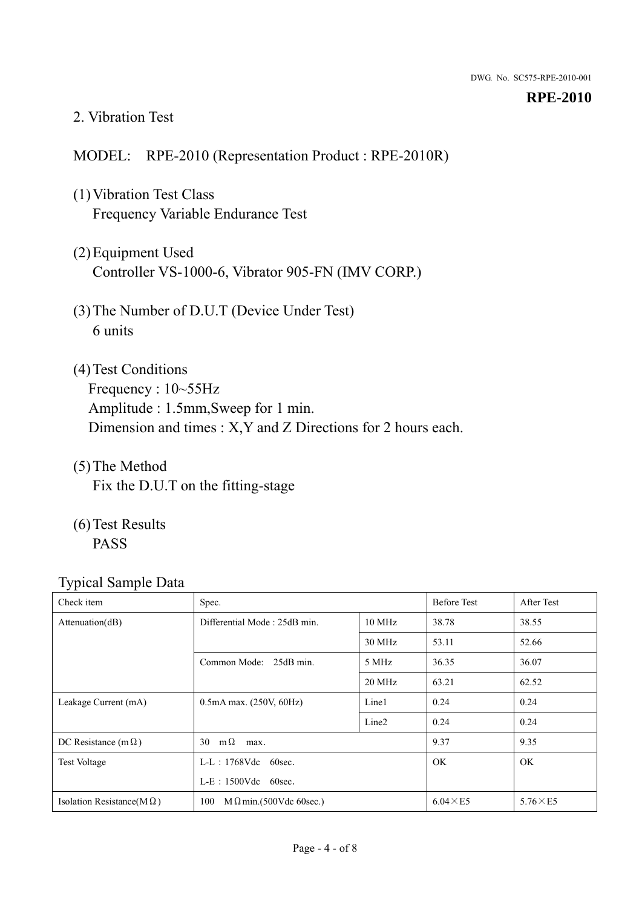## 2. Vibration Test

MODEL:  RPE-2010 (Representation Product : RPE-2010R)

(1) Vibration Test Class
  Frequency Variable Endurance Test

(2) Equipment Used
  Controller VS-1000-6, Vibrator 905-FN (IMV CORP.)

(3) The Number of D.U.T (Device Under Test)
  6 units

(4) Test Conditions
  Frequency : 10~55Hz
  Amplitude : 1.5mm,Sweep for 1 min.
  Dimension and times : X,Y and Z Directions for 2 hours each.

(5) The Method
  Fix the D.U.T on the fitting-stage

(6) Test Results
  PASS

Typical Sample Data

| Check item | Spec. | | Before Test | After Test |
|---|---|---|---|---|
| Attenuation(dB) | Differential Mode : 25dB min. | 10 MHz | 38.78 | 38.55 |
| | | 30 MHz | 53.11 | 52.66 |
| | Common Mode:  25dB min. | 5 MHz | 36.35 | 36.07 |
| | | 20 MHz | 63.21 | 62.52 |
| Leakage Current (mA) | 0.5mA max. (250V, 60Hz) | Line1 | 0.24 | 0.24 |
| | | Line2 | 0.24 | 0.24 |
| DC Resistance (mΩ) | 30  mΩ  max. | | 9.37 | 9.35 |
| Test Voltage | L-L : 1768Vdc  60sec.<br>L-E : 1500Vdc  60sec. | | OK | OK |
| Isolation Resistance(MΩ) | 100  MΩmin.(500Vdc 60sec.) | | 6.04×E5 | 5.76×E5 |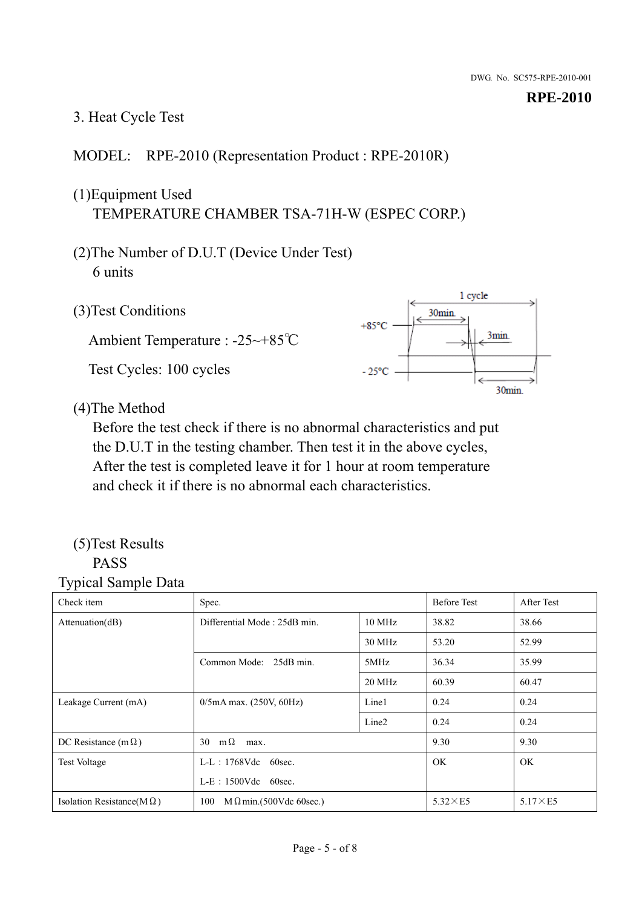DWG. No. SC575-RPE-2010-001

**RPE-2010**

## 3. Heat Cycle Test

MODEL: RPE-2010 (Representation Product : RPE-2010R)

(1)Equipment Used
TEMPERATURE CHAMBER TSA-71H-W (ESPEC CORP.)

(2)The Number of D.U.T (Device Under Test)
6 units

(3)Test Conditions

Ambient Temperature : -25~+85℃

Test Cycles: 100 cycles

(4)The Method
Before the test check if there is no abnormal characteristics and put the D.U.T in the testing chamber. Then test it in the above cycles, After the test is completed leave it for 1 hour at room temperature and check it if there is no abnormal each characteristics.

(5)Test Results
PASS

Typical Sample Data

| Check item | Spec. | | Before Test | After Test |
|---|---|---|---|---|
| Attenuation(dB) | Differential Mode : 25dB min. | 10 MHz | 38.82 | 38.66 |
| | | 30 MHz | 53.20 | 52.99 |
| | Common Mode: 25dB min. | 5MHz | 36.34 | 35.99 |
| | | 20 MHz | 60.39 | 60.47 |
| Leakage Current (mA) | 0/5mA max. (250V, 60Hz) | Line1 | 0.24 | 0.24 |
| | | Line2 | 0.24 | 0.24 |
| DC Resistance (mΩ) | 30 mΩ max. | | 9.30 | 9.30 |
| Test Voltage | L-L : 1768Vdc 60sec. L-E : 1500Vdc 60sec. | | OK | OK |
| Isolation Resistance(MΩ) | 100 MΩmin.(500Vdc 60sec.) | | 5.32×E5 | 5.17×E5 |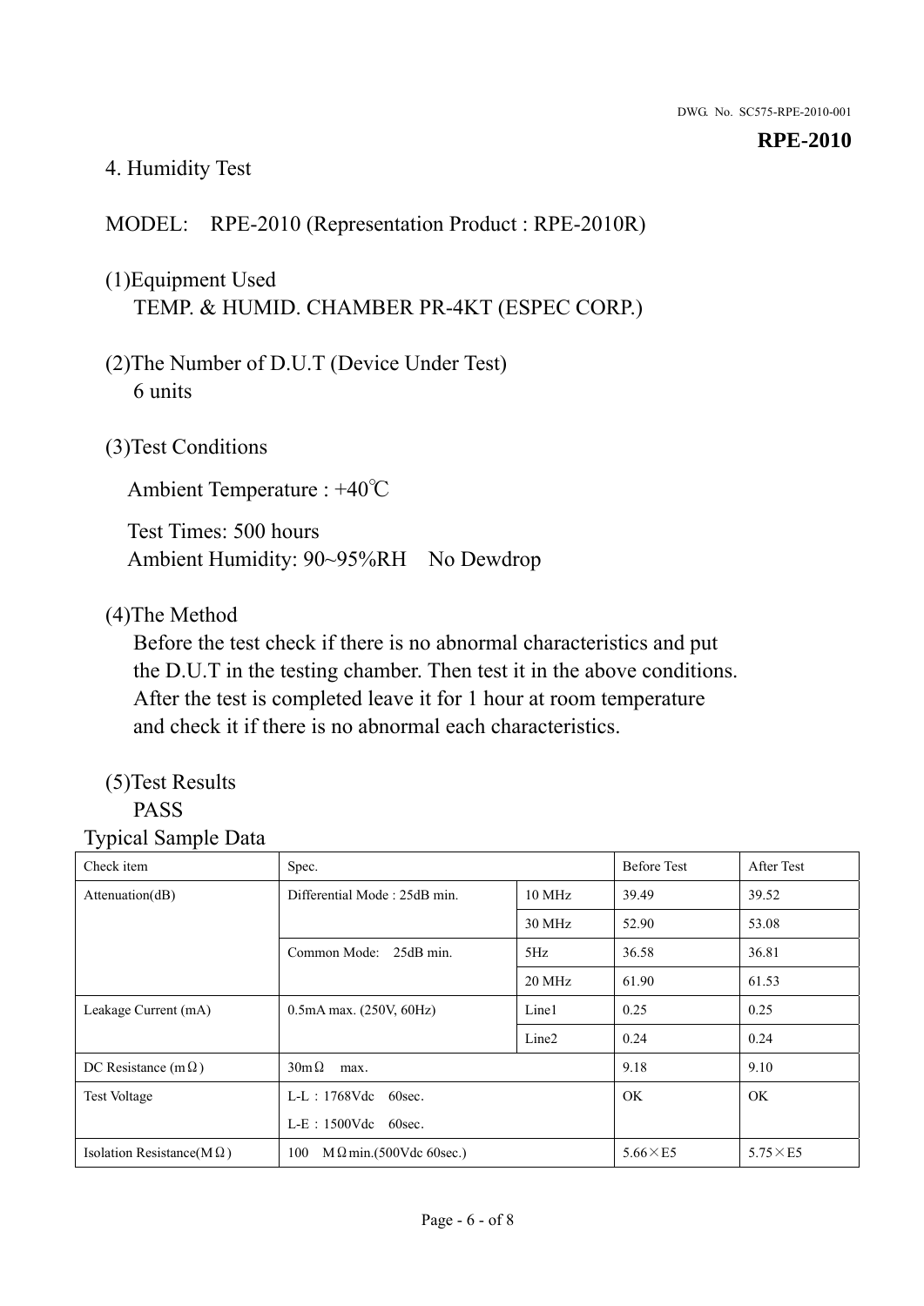DWG. No. SC575-RPE-2010-001

**RPE-2010**

4. Humidity Test

MODEL: RPE-2010 (Representation Product : RPE-2010R)

(1)Equipment Used
TEMP. & HUMID. CHAMBER PR-4KT (ESPEC CORP.)

(2)The Number of D.U.T (Device Under Test)
6 units

(3)Test Conditions

Ambient Temperature : +40℃

Test Times: 500 hours
Ambient Humidity: 90~95%RH No Dewdrop

(4)The Method
Before the test check if there is no abnormal characteristics and put the D.U.T in the testing chamber. Then test it in the above conditions. After the test is completed leave it for 1 hour at room temperature and check it if there is no abnormal each characteristics.

(5)Test Results
PASS

Typical Sample Data

| Check item | Spec. | | Before Test | After Test |
|---|---|---|---|---|
| Attenuation(dB) | Differential Mode : 25dB min. | 10 MHz | 39.49 | 39.52 |
| | | 30 MHz | 52.90 | 53.08 |
| | Common Mode: 25dB min. | 5Hz | 36.58 | 36.81 |
| | | 20 MHz | 61.90 | 61.53 |
| Leakage Current (mA) | 0.5mA max. (250V, 60Hz) | Line1 | 0.25 | 0.25 |
| | | Line2 | 0.24 | 0.24 |
| DC Resistance (mΩ) | 30mΩ max. | | 9.18 | 9.10 |
| Test Voltage | L-L : 1768Vdc 60sec.<br>L-E : 1500Vdc 60sec. | | OK | OK |
| Isolation Resistance(MΩ) | 100 MΩmin.(500Vdc 60sec.) | | 5.66×E5 | 5.75×E5 |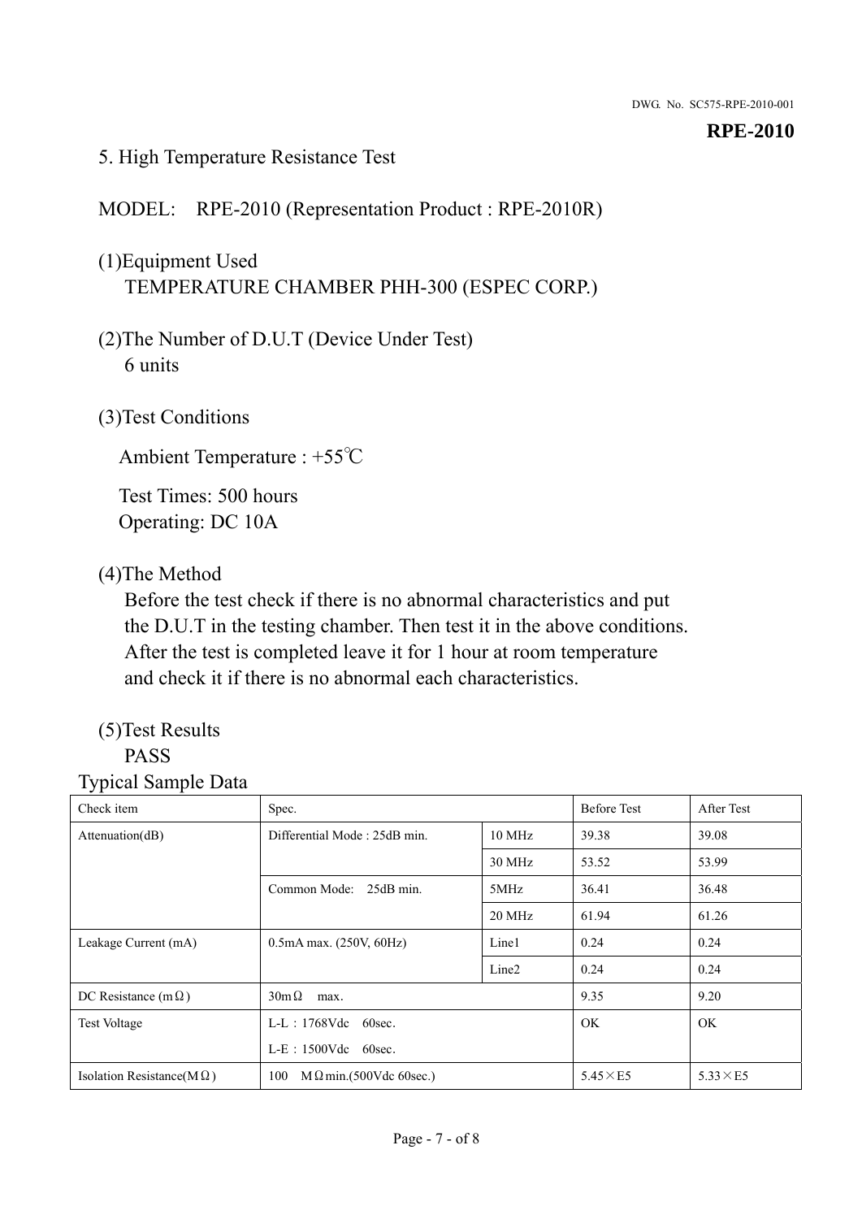## 5. High Temperature Resistance Test

MODEL: RPE-2010 (Representation Product : RPE-2010R)

(1)Equipment Used
TEMPERATURE CHAMBER PHH-300 (ESPEC CORP.)

(2)The Number of D.U.T (Device Under Test)
6 units

(3)Test Conditions

Ambient Temperature : +55℃

Test Times: 500 hours
Operating: DC 10A

(4)The Method
Before the test check if there is no abnormal characteristics and put the D.U.T in the testing chamber. Then test it in the above conditions. After the test is completed leave it for 1 hour at room temperature and check it if there is no abnormal each characteristics.

(5)Test Results
PASS

Typical Sample Data

| Check item | Spec. | | Before Test | After Test |
|---|---|---|---|---|
| Attenuation(dB) | Differential Mode : 25dB min. | 10 MHz | 39.38 | 39.08 |
| | | 30 MHz | 53.52 | 53.99 |
| | Common Mode: 25dB min. | 5MHz | 36.41 | 36.48 |
| | | 20 MHz | 61.94 | 61.26 |
| Leakage Current (mA) | 0.5mA max. (250V, 60Hz) | Line1 | 0.24 | 0.24 |
| | | Line2 | 0.24 | 0.24 |
| DC Resistance (mΩ) | 30mΩ max. | | 9.35 | 9.20 |
| Test Voltage | L-L：1768Vdc 60sec.<br>L-E：1500Vdc 60sec. | | OK | OK |
| Isolation Resistance(MΩ) | 100 MΩmin.(500Vdc 60sec.) | | 5.45×E5 | 5.33×E5 |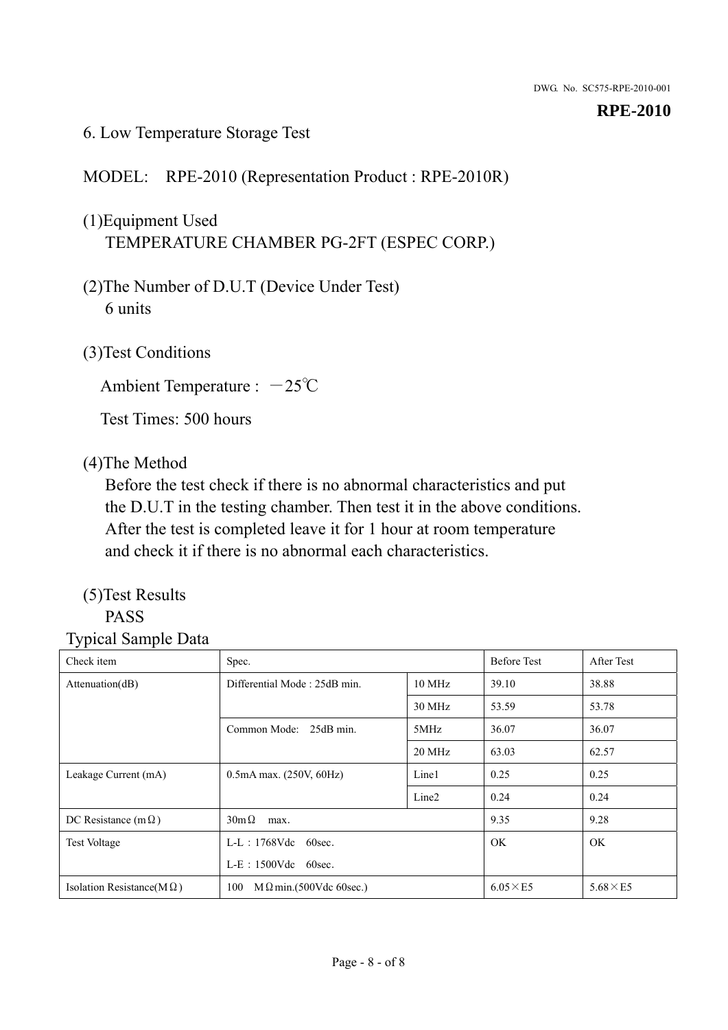## 6. Low Temperature Storage Test

MODEL:　RPE-2010 (Representation Product : RPE-2010R)

(1)Equipment Used
TEMPERATURE CHAMBER PG-2FT (ESPEC CORP.)

(2)The Number of D.U.T (Device Under Test)
6 units

(3)Test Conditions

Ambient Temperature : －25℃

Test Times: 500 hours

(4)The Method
Before the test check if there is no abnormal characteristics and put the D.U.T in the testing chamber. Then test it in the above conditions. After the test is completed leave it for 1 hour at room temperature and check it if there is no abnormal each characteristics.

(5)Test Results
PASS

Typical Sample Data

| Check item | Spec. | | Before Test | After Test |
|---|---|---|---|---|
| Attenuation(dB) | Differential Mode : 25dB min. | 10 MHz | 39.10 | 38.88 |
| | | 30 MHz | 53.59 | 53.78 |
| | Common Mode:　25dB min. | 5MHz | 36.07 | 36.07 |
| | | 20 MHz | 63.03 | 62.57 |
| Leakage Current (mA) | 0.5mA max. (250V, 60Hz) | Line1 | 0.25 | 0.25 |
| | | Line2 | 0.24 | 0.24 |
| DC Resistance (mΩ) | 30mΩ　max. | | 9.35 | 9.28 |
| Test Voltage | L-L：1768Vdc　60sec.<br>L-E：1500Vdc　60sec. | | OK | OK |
| Isolation Resistance(MΩ) | 100　MΩmin.(500Vdc 60sec.) | | 6.05×E5 | 5.68×E5 |